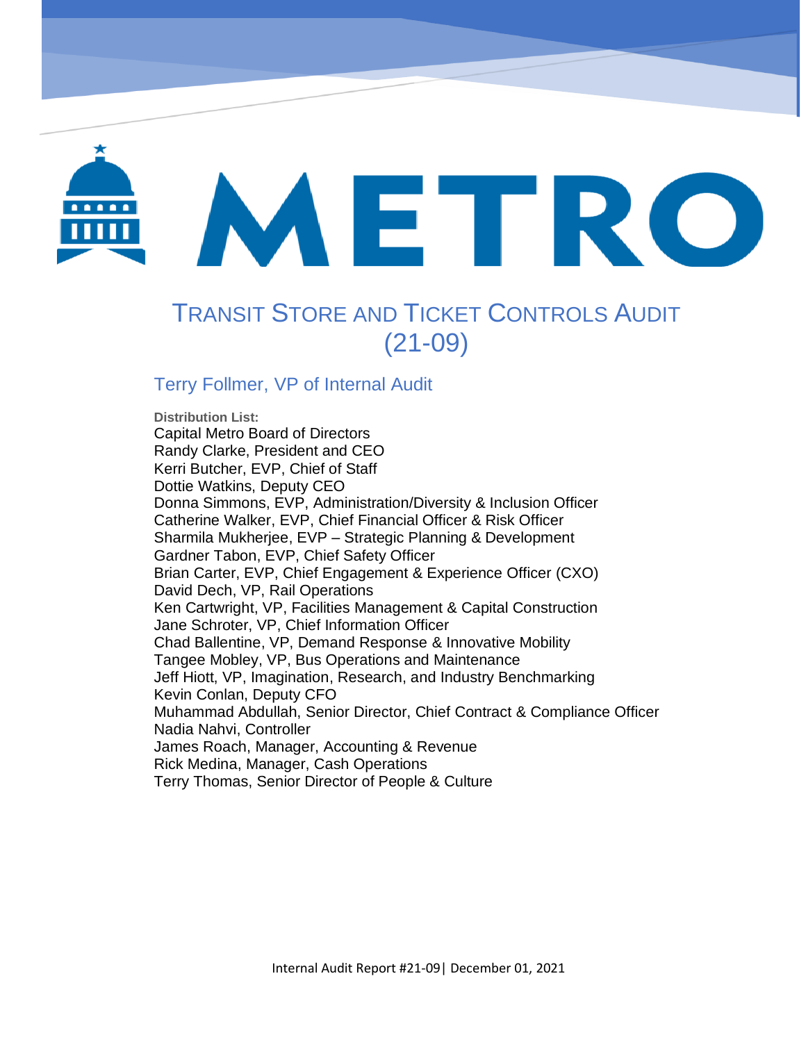# METRO

# Transit Store and Ticket Controls Audit (21-09)

## Terry Follmer, VP of Internal Audit

**Distribution List:**

Capital Metro Board of Directors
Randy Clarke, President and CEO
Kerri Butcher, EVP, Chief of Staff
Dottie Watkins, Deputy CEO
Donna Simmons, EVP, Administration/Diversity & Inclusion Officer
Catherine Walker, EVP, Chief Financial Officer & Risk Officer
Sharmila Mukherjee, EVP – Strategic Planning & Development
Gardner Tabon, EVP, Chief Safety Officer
Brian Carter, EVP, Chief Engagement & Experience Officer (CXO)
David Dech, VP, Rail Operations
Ken Cartwright, VP, Facilities Management & Capital Construction
Jane Schroter, VP, Chief Information Officer
Chad Ballentine, VP, Demand Response & Innovative Mobility
Tangee Mobley, VP, Bus Operations and Maintenance
Jeff Hiott, VP, Imagination, Research, and Industry Benchmarking
Kevin Conlan, Deputy CFO
Muhammad Abdullah, Senior Director, Chief Contract & Compliance Officer
Nadia Nahvi, Controller
James Roach, Manager, Accounting & Revenue
Rick Medina, Manager, Cash Operations
Terry Thomas, Senior Director of People & Culture

Internal Audit Report #21-09| December 01, 2021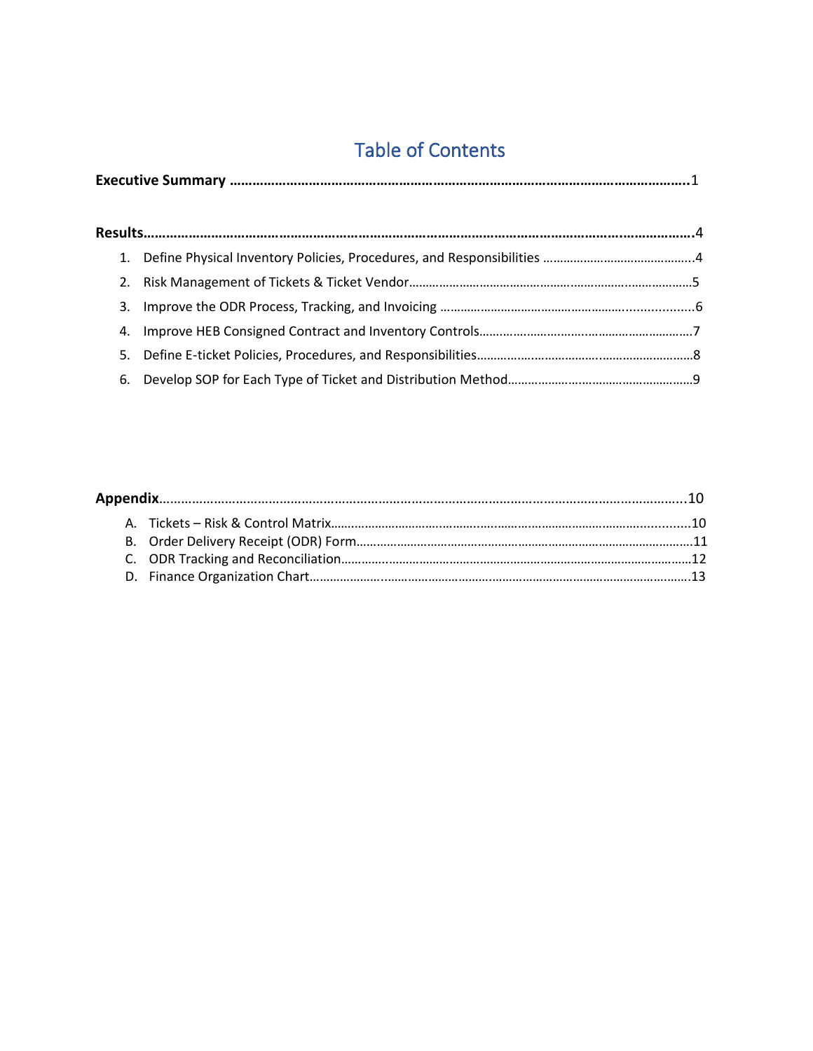# Table of Contents

**Executive Summary** ……………………………………………………………………………………………………….1

**Results**……………………………………………………………………………………………………………………….4

1. Define Physical Inventory Policies, Procedures, and Responsibilities ……………………………………….4
2. Risk Management of Tickets & Ticket Vendor…………………………………………………………………5
3. Improve the ODR Process, Tracking, and Invoicing ………………………………………………………….6
4. Improve HEB Consigned Contract and Inventory Controls………………………………………………….7
5. Define E-ticket Policies, Procedures, and Responsibilities……………………………………………………8
6. Develop SOP for Each Type of Ticket and Distribution Method………………………………………………9

**Appendix**…………………………………………………………………………………………………………………10

A. Tickets – Risk & Control Matrix………………………………………………………………………………10
B. Order Delivery Receipt (ODR) Form…………………………………………………………………………11
C. ODR Tracking and Reconciliation……………………………………………………………………………12
D. Finance Organization Chart……………………………………………………………………………………13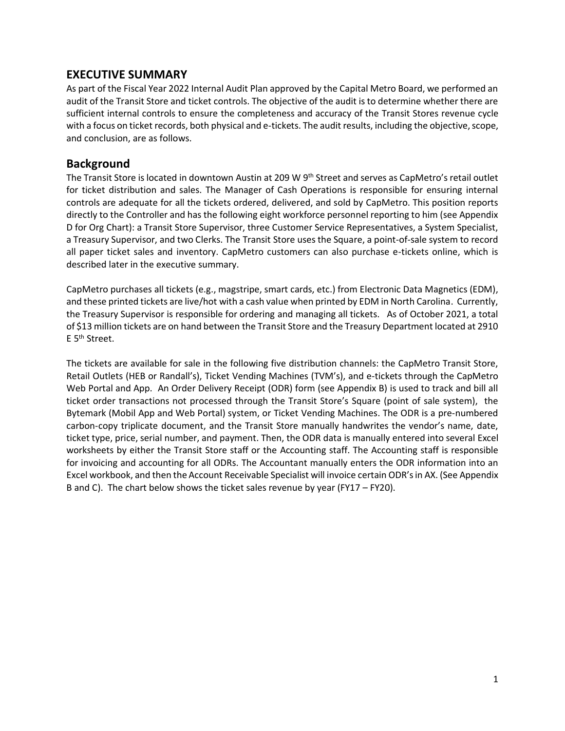## EXECUTIVE SUMMARY

As part of the Fiscal Year 2022 Internal Audit Plan approved by the Capital Metro Board, we performed an audit of the Transit Store and ticket controls. The objective of the audit is to determine whether there are sufficient internal controls to ensure the completeness and accuracy of the Transit Stores revenue cycle with a focus on ticket records, both physical and e-tickets. The audit results, including the objective, scope, and conclusion, are as follows.

## Background

The Transit Store is located in downtown Austin at 209 W 9th Street and serves as CapMetro's retail outlet for ticket distribution and sales. The Manager of Cash Operations is responsible for ensuring internal controls are adequate for all the tickets ordered, delivered, and sold by CapMetro. This position reports directly to the Controller and has the following eight workforce personnel reporting to him (see Appendix D for Org Chart): a Transit Store Supervisor, three Customer Service Representatives, a System Specialist, a Treasury Supervisor, and two Clerks. The Transit Store uses the Square, a point-of-sale system to record all paper ticket sales and inventory. CapMetro customers can also purchase e-tickets online, which is described later in the executive summary.

CapMetro purchases all tickets (e.g., magstripe, smart cards, etc.) from Electronic Data Magnetics (EDM), and these printed tickets are live/hot with a cash value when printed by EDM in North Carolina. Currently, the Treasury Supervisor is responsible for ordering and managing all tickets. As of October 2021, a total of $13 million tickets are on hand between the Transit Store and the Treasury Department located at 2910 E 5th Street.

The tickets are available for sale in the following five distribution channels: the CapMetro Transit Store, Retail Outlets (HEB or Randall's), Ticket Vending Machines (TVM's), and e-tickets through the CapMetro Web Portal and App. An Order Delivery Receipt (ODR) form (see Appendix B) is used to track and bill all ticket order transactions not processed through the Transit Store's Square (point of sale system), the Bytemark (Mobil App and Web Portal) system, or Ticket Vending Machines. The ODR is a pre-numbered carbon-copy triplicate document, and the Transit Store manually handwrites the vendor's name, date, ticket type, price, serial number, and payment. Then, the ODR data is manually entered into several Excel worksheets by either the Transit Store staff or the Accounting staff. The Accounting staff is responsible for invoicing and accounting for all ODRs. The Accountant manually enters the ODR information into an Excel workbook, and then the Account Receivable Specialist will invoice certain ODR's in AX. (See Appendix B and C). The chart below shows the ticket sales revenue by year (FY17 – FY20).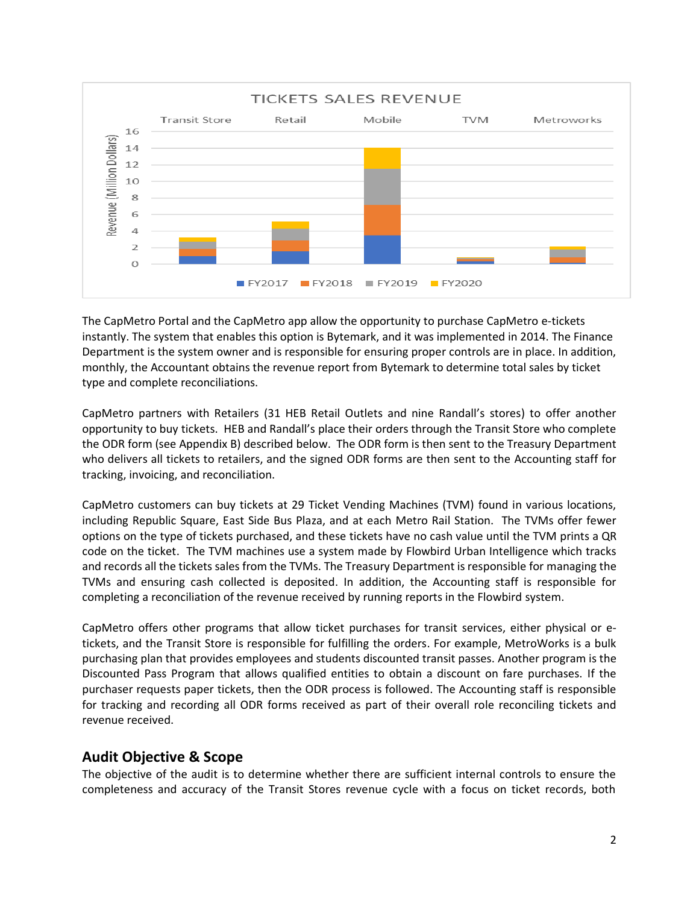The CapMetro Portal and the CapMetro app allow the opportunity to purchase CapMetro e-tickets instantly. The system that enables this option is Bytemark, and it was implemented in 2014. The Finance Department is the system owner and is responsible for ensuring proper controls are in place. In addition, monthly, the Accountant obtains the revenue report from Bytemark to determine total sales by ticket type and complete reconciliations.

CapMetro partners with Retailers (31 HEB Retail Outlets and nine Randall's stores) to offer another opportunity to buy tickets. HEB and Randall's place their orders through the Transit Store who complete the ODR form (see Appendix B) described below. The ODR form is then sent to the Treasury Department who delivers all tickets to retailers, and the signed ODR forms are then sent to the Accounting staff for tracking, invoicing, and reconciliation.

CapMetro customers can buy tickets at 29 Ticket Vending Machines (TVM) found in various locations, including Republic Square, East Side Bus Plaza, and at each Metro Rail Station. The TVMs offer fewer options on the type of tickets purchased, and these tickets have no cash value until the TVM prints a QR code on the ticket. The TVM machines use a system made by Flowbird Urban Intelligence which tracks and records all the tickets sales from the TVMs. The Treasury Department is responsible for managing the TVMs and ensuring cash collected is deposited. In addition, the Accounting staff is responsible for completing a reconciliation of the revenue received by running reports in the Flowbird system.

CapMetro offers other programs that allow ticket purchases for transit services, either physical or e-tickets, and the Transit Store is responsible for fulfilling the orders. For example, MetroWorks is a bulk purchasing plan that provides employees and students discounted transit passes. Another program is the Discounted Pass Program that allows qualified entities to obtain a discount on fare purchases. If the purchaser requests paper tickets, then the ODR process is followed. The Accounting staff is responsible for tracking and recording all ODR forms received as part of their overall role reconciling tickets and revenue received.

## Audit Objective & Scope

The objective of the audit is to determine whether there are sufficient internal controls to ensure the completeness and accuracy of the Transit Stores revenue cycle with a focus on ticket records, both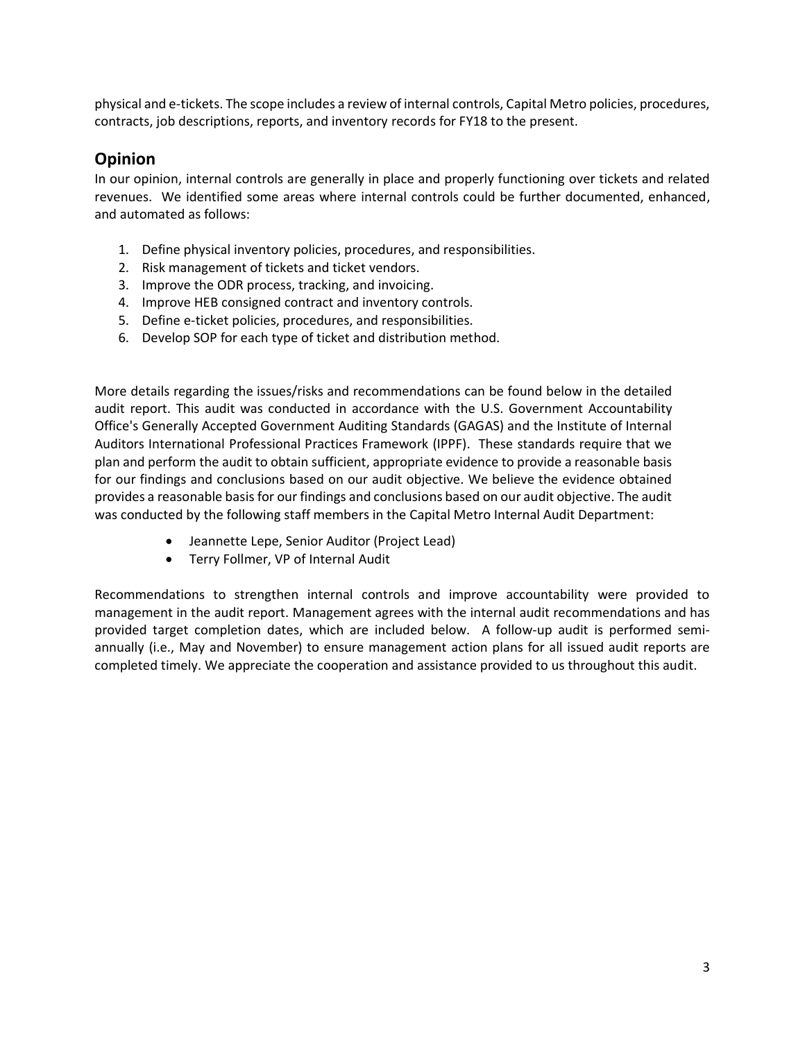physical and e-tickets. The scope includes a review of internal controls, Capital Metro policies, procedures, contracts, job descriptions, reports, and inventory records for FY18 to the present.

## Opinion

In our opinion, internal controls are generally in place and properly functioning over tickets and related revenues. We identified some areas where internal controls could be further documented, enhanced, and automated as follows:

1. Define physical inventory policies, procedures, and responsibilities.
2. Risk management of tickets and ticket vendors.
3. Improve the ODR process, tracking, and invoicing.
4. Improve HEB consigned contract and inventory controls.
5. Define e-ticket policies, procedures, and responsibilities.
6. Develop SOP for each type of ticket and distribution method.

More details regarding the issues/risks and recommendations can be found below in the detailed audit report. This audit was conducted in accordance with the U.S. Government Accountability Office's Generally Accepted Government Auditing Standards (GAGAS) and the Institute of Internal Auditors International Professional Practices Framework (IPPF). These standards require that we plan and perform the audit to obtain sufficient, appropriate evidence to provide a reasonable basis for our findings and conclusions based on our audit objective. We believe the evidence obtained provides a reasonable basis for our findings and conclusions based on our audit objective. The audit was conducted by the following staff members in the Capital Metro Internal Audit Department:

- Jeannette Lepe, Senior Auditor (Project Lead)
- Terry Follmer, VP of Internal Audit

Recommendations to strengthen internal controls and improve accountability were provided to management in the audit report. Management agrees with the internal audit recommendations and has provided target completion dates, which are included below. A follow-up audit is performed semi-annually (i.e., May and November) to ensure management action plans for all issued audit reports are completed timely. We appreciate the cooperation and assistance provided to us throughout this audit.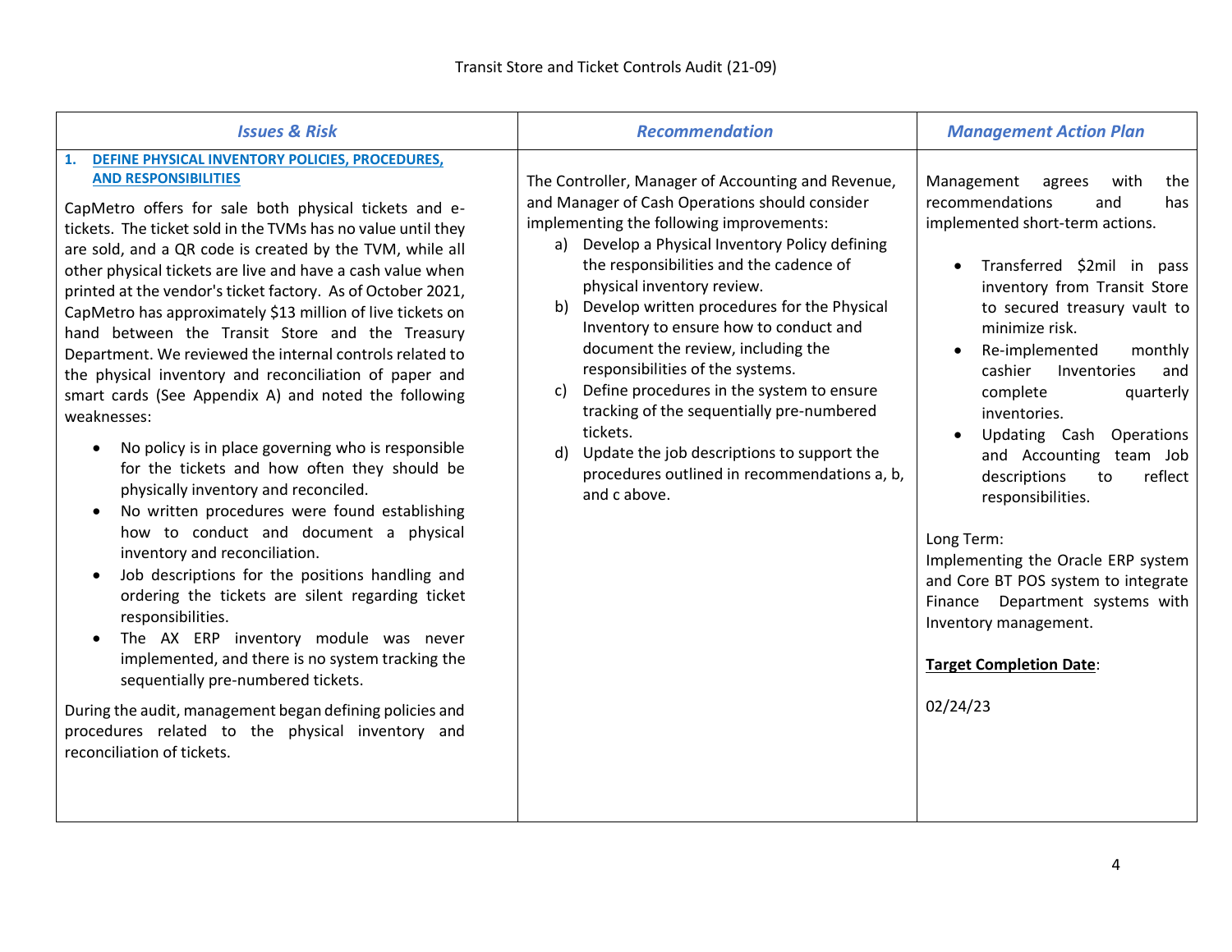| *Issues & Risk* | *Recommendation* | *Management Action Plan* |
|---|---|---|
| **1. DEFINE PHYSICAL INVENTORY POLICIES, PROCEDURES, AND RESPONSIBILITIES**<br><br>CapMetro offers for sale both physical tickets and e-tickets. The ticket sold in the TVMs has no value until they are sold, and a QR code is created by the TVM, while all other physical tickets are live and have a cash value when printed at the vendor's ticket factory. As of October 2021, CapMetro has approximately $13 million of live tickets on hand between the Transit Store and the Treasury Department. We reviewed the internal controls related to the physical inventory and reconciliation of paper and smart cards (See Appendix A) and noted the following weaknesses:<br><br>• No policy is in place governing who is responsible for the tickets and how often they should be physically inventory and reconciled.<br>• No written procedures were found establishing how to conduct and document a physical inventory and reconciliation.<br>• Job descriptions for the positions handling and ordering the tickets are silent regarding ticket responsibilities.<br>• The AX ERP inventory module was never implemented, and there is no system tracking the sequentially pre-numbered tickets.<br><br>During the audit, management began defining policies and procedures related to the physical inventory and reconciliation of tickets. | The Controller, Manager of Accounting and Revenue, and Manager of Cash Operations should consider implementing the following improvements:<br>a) Develop a Physical Inventory Policy defining the responsibilities and the cadence of physical inventory review.<br>b) Develop written procedures for the Physical Inventory to ensure how to conduct and document the review, including the responsibilities of the systems.<br>c) Define procedures in the system to ensure tracking of the sequentially pre-numbered tickets.<br>d) Update the job descriptions to support the procedures outlined in recommendations a, b, and c above. | Management agrees with the recommendations and has implemented short-term actions.<br><br>• Transferred $2mil in pass inventory from Transit Store to secured treasury vault to minimize risk.<br>• Re-implemented monthly cashier Inventories and complete quarterly inventories.<br>• Updating Cash Operations and Accounting team Job descriptions to reflect responsibilities.<br><br>Long Term:<br>Implementing the Oracle ERP system and Core BT POS system to integrate Finance Department systems with Inventory management.<br><br>**Target Completion Date**:<br><br>02/24/23 |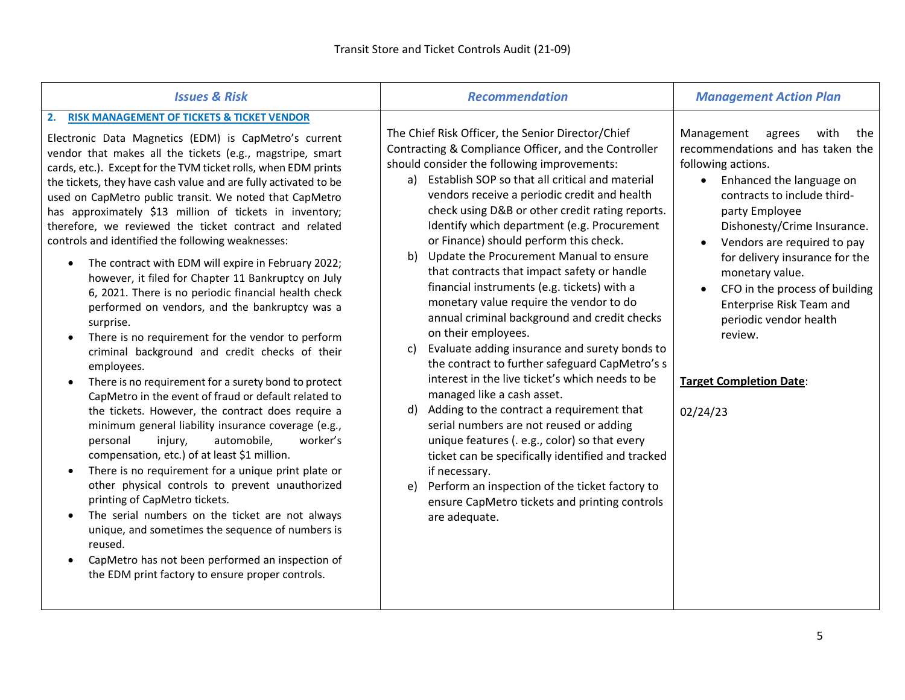| *Issues & Risk* | *Recommendation* | *Management Action Plan* |
|---|---|---|
| **2. RISK MANAGEMENT OF TICKETS & TICKET VENDOR**<br><br>Electronic Data Magnetics (EDM) is CapMetro's current vendor that makes all the tickets (e.g., magstripe, smart cards, etc.). Except for the TVM ticket rolls, when EDM prints the tickets, they have cash value and are fully activated to be used on CapMetro public transit. We noted that CapMetro has approximately $13 million of tickets in inventory; therefore, we reviewed the ticket contract and related controls and identified the following weaknesses:<br><br>• The contract with EDM will expire in February 2022; however, it filed for Chapter 11 Bankruptcy on July 6, 2021. There is no periodic financial health check performed on vendors, and the bankruptcy was a surprise.<br>• There is no requirement for the vendor to perform criminal background and credit checks of their employees.<br>• There is no requirement for a surety bond to protect CapMetro in the event of fraud or default related to the tickets. However, the contract does require a minimum general liability insurance coverage (e.g., personal injury, automobile, worker's compensation, etc.) of at least $1 million.<br>• There is no requirement for a unique print plate or other physical controls to prevent unauthorized printing of CapMetro tickets.<br>• The serial numbers on the ticket are not always unique, and sometimes the sequence of numbers is reused.<br>• CapMetro has not been performed an inspection of the EDM print factory to ensure proper controls. | The Chief Risk Officer, the Senior Director/Chief Contracting & Compliance Officer, and the Controller should consider the following improvements:<br><br>a) Establish SOP so that all critical and material vendors receive a periodic credit and health check using D&B or other credit rating reports. Identify which department (e.g. Procurement or Finance) should perform this check.<br>b) Update the Procurement Manual to ensure that contracts that impact safety or handle financial instruments (e.g. tickets) with a monetary value require the vendor to do annual criminal background and credit checks on their employees.<br>c) Evaluate adding insurance and surety bonds to the contract to further safeguard CapMetro's s interest in the live ticket's which needs to be managed like a cash asset.<br>d) Adding to the contract a requirement that serial numbers are not reused or adding unique features (. e.g., color) so that every ticket can be specifically identified and tracked if necessary.<br>e) Perform an inspection of the ticket factory to ensure CapMetro tickets and printing controls are adequate. | Management agrees with the recommendations and has taken the following actions.<br><br>• Enhanced the language on contracts to include third-party Employee Dishonesty/Crime Insurance.<br>• Vendors are required to pay for delivery insurance for the monetary value.<br>• CFO in the process of building Enterprise Risk Team and periodic vendor health review.<br><br>**Target Completion Date**:<br><br>02/24/23 |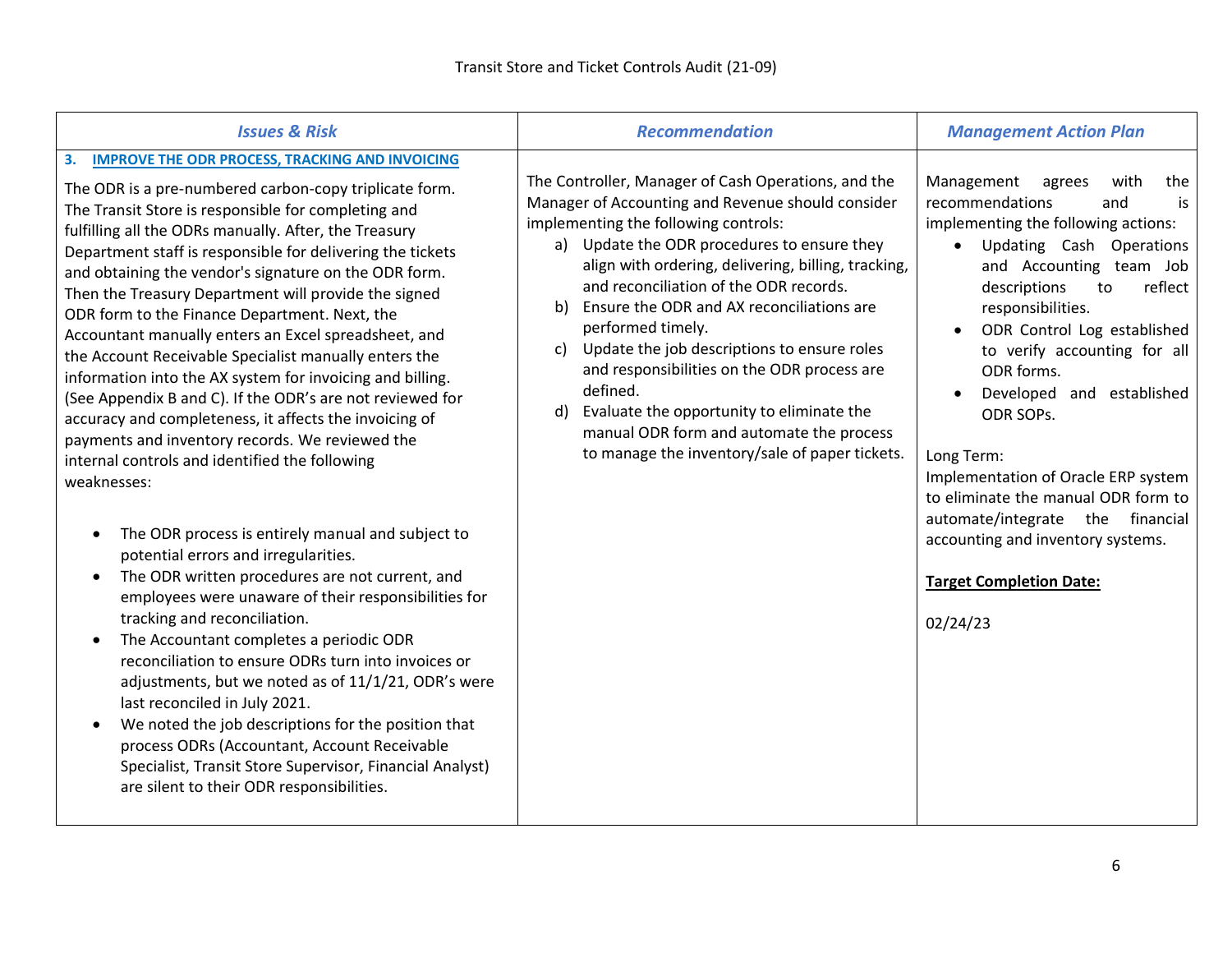| *Issues & Risk* | *Recommendation* | *Management Action Plan* |
|---|---|---|
| **3. IMPROVE THE ODR PROCESS, TRACKING AND INVOICING**<br><br>The ODR is a pre-numbered carbon-copy triplicate form. The Transit Store is responsible for completing and fulfilling all the ODRs manually. After, the Treasury Department staff is responsible for delivering the tickets and obtaining the vendor's signature on the ODR form. Then the Treasury Department will provide the signed ODR form to the Finance Department. Next, the Accountant manually enters an Excel spreadsheet, and the Account Receivable Specialist manually enters the information into the AX system for invoicing and billing. (See Appendix B and C). If the ODR's are not reviewed for accuracy and completeness, it affects the invoicing of payments and inventory records. We reviewed the internal controls and identified the following weaknesses:<br><br>• The ODR process is entirely manual and subject to potential errors and irregularities.<br>• The ODR written procedures are not current, and employees were unaware of their responsibilities for tracking and reconciliation.<br>• The Accountant completes a periodic ODR reconciliation to ensure ODRs turn into invoices or adjustments, but we noted as of 11/1/21, ODR's were last reconciled in July 2021.<br>• We noted the job descriptions for the position that process ODRs (Accountant, Account Receivable Specialist, Transit Store Supervisor, Financial Analyst) are silent to their ODR responsibilities. | The Controller, Manager of Cash Operations, and the Manager of Accounting and Revenue should consider implementing the following controls:<br><br>a) Update the ODR procedures to ensure they align with ordering, delivering, billing, tracking, and reconciliation of the ODR records.<br>b) Ensure the ODR and AX reconciliations are performed timely.<br>c) Update the job descriptions to ensure roles and responsibilities on the ODR process are defined.<br>d) Evaluate the opportunity to eliminate the manual ODR form and automate the process to manage the inventory/sale of paper tickets. | Management agrees with the recommendations and is implementing the following actions:<br><br>• Updating Cash Operations and Accounting team Job descriptions to reflect responsibilities.<br>• ODR Control Log established to verify accounting for all ODR forms.<br>• Developed and established ODR SOPs.<br><br>Long Term:<br>Implementation of Oracle ERP system to eliminate the manual ODR form to automate/integrate the financial accounting and inventory systems.<br><br>**Target Completion Date:**<br><br>02/24/23 |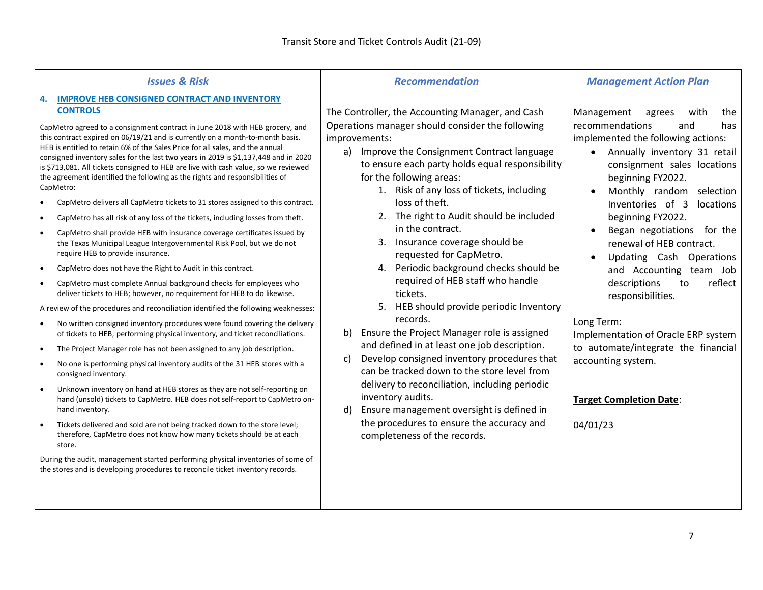| *Issues & Risk* | *Recommendation* | *Management Action Plan* |
|---|---|---|
| **4. IMPROVE HEB CONSIGNED CONTRACT AND INVENTORY CONTROLS**<br><br>CapMetro agreed to a consignment contract in June 2018 with HEB grocery, and this contract expired on 06/19/21 and is currently on a month-to-month basis. HEB is entitled to retain 6% of the Sales Price for all sales, and the annual consigned inventory sales for the last two years in 2019 is $1,137,448 and in 2020 is $713,081. All tickets consigned to HEB are live with cash value, so we reviewed the agreement identified the following as the rights and responsibilities of CapMetro:<br><br>• CapMetro delivers all CapMetro tickets to 31 stores assigned to this contract.<br>• CapMetro has all risk of any loss of the tickets, including losses from theft.<br>• CapMetro shall provide HEB with insurance coverage certificates issued by the Texas Municipal League Intergovernmental Risk Pool, but we do not require HEB to provide insurance.<br>• CapMetro does not have the Right to Audit in this contract.<br>• CapMetro must complete Annual background checks for employees who deliver tickets to HEB; however, no requirement for HEB to do likewise.<br><br>A review of the procedures and reconciliation identified the following weaknesses:<br><br>• No written consigned inventory procedures were found covering the delivery of tickets to HEB, performing physical inventory, and ticket reconciliations.<br>• The Project Manager role has not been assigned to any job description.<br>• No one is performing physical inventory audits of the 31 HEB stores with a consigned inventory.<br>• Unknown inventory on hand at HEB stores as they are not self-reporting on hand (unsold) tickets to CapMetro. HEB does not self-report to CapMetro on-hand inventory.<br>• Tickets delivered and sold are not being tracked down to the store level; therefore, CapMetro does not know how many tickets should be at each store.<br><br>During the audit, management started performing physical inventories of some of the stores and is developing procedures to reconcile ticket inventory records. | The Controller, the Accounting Manager, and Cash Operations manager should consider the following improvements:<br><br>a) Improve the Consignment Contract language to ensure each party holds equal responsibility for the following areas:<br>1. Risk of any loss of tickets, including loss of theft.<br>2. The right to Audit should be included in the contract.<br>3. Insurance coverage should be requested for CapMetro.<br>4. Periodic background checks should be required of HEB staff who handle tickets.<br>5. HEB should provide periodic Inventory records.<br><br>b) Ensure the Project Manager role is assigned and defined in at least one job description.<br><br>c) Develop consigned inventory procedures that can be tracked down to the store level from delivery to reconciliation, including periodic inventory audits.<br><br>d) Ensure management oversight is defined in the procedures to ensure the accuracy and completeness of the records. | Management agrees with the recommendations and has implemented the following actions:<br><br>• Annually inventory 31 retail consignment sales locations beginning FY2022.<br>• Monthly random selection Inventories of 3 locations beginning FY2022.<br>• Began negotiations for the renewal of HEB contract.<br>• Updating Cash Operations and Accounting team Job descriptions to reflect responsibilities.<br><br>Long Term:<br>Implementation of Oracle ERP system to automate/integrate the financial accounting system.<br><br>**Target Completion Date**:<br><br>04/01/23 |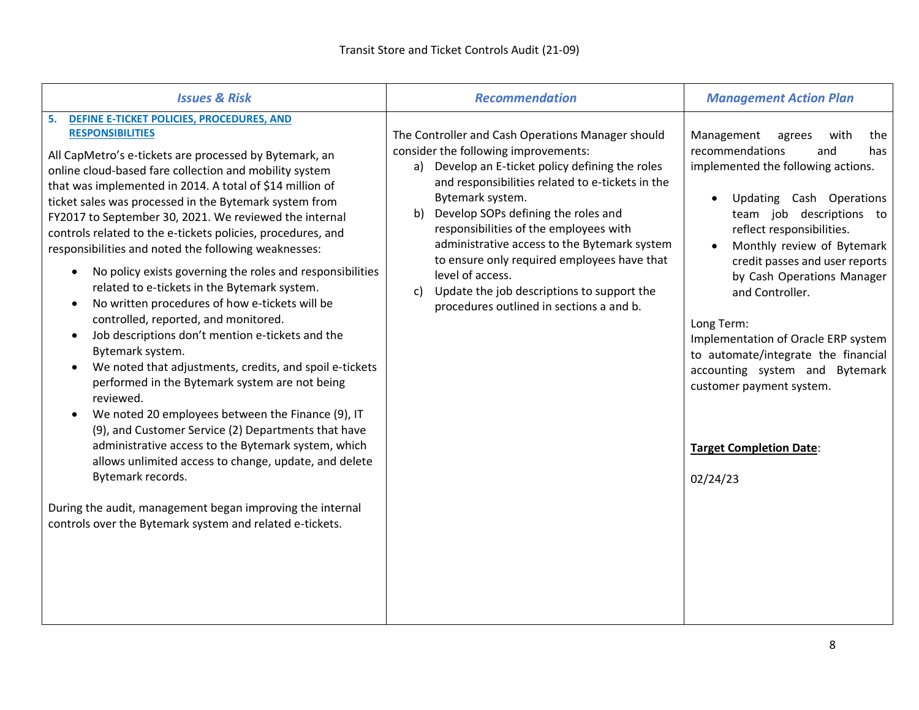| *Issues & Risk* | *Recommendation* | *Management Action Plan* |
|---|---|---|
| **5. DEFINE E-TICKET POLICIES, PROCEDURES, AND RESPONSIBILITIES**<br><br>All CapMetro's e-tickets are processed by Bytemark, an online cloud-based fare collection and mobility system that was implemented in 2014. A total of $14 million of ticket sales was processed in the Bytemark system from FY2017 to September 30, 2021. We reviewed the internal controls related to the e-tickets policies, procedures, and responsibilities and noted the following weaknesses:<br><br>• No policy exists governing the roles and responsibilities related to e-tickets in the Bytemark system.<br>• No written procedures of how e-tickets will be controlled, reported, and monitored.<br>• Job descriptions don't mention e-tickets and the Bytemark system.<br>• We noted that adjustments, credits, and spoil e-tickets performed in the Bytemark system are not being reviewed.<br>• We noted 20 employees between the Finance (9), IT (9), and Customer Service (2) Departments that have administrative access to the Bytemark system, which allows unlimited access to change, update, and delete Bytemark records.<br><br>During the audit, management began improving the internal controls over the Bytemark system and related e-tickets. | The Controller and Cash Operations Manager should consider the following improvements:<br>a) Develop an E-ticket policy defining the roles and responsibilities related to e-tickets in the Bytemark system.<br>b) Develop SOPs defining the roles and responsibilities of the employees with administrative access to the Bytemark system to ensure only required employees have that level of access.<br>c) Update the job descriptions to support the procedures outlined in sections a and b. | Management agrees with the recommendations and has implemented the following actions.<br><br>• Updating Cash Operations team job descriptions to reflect responsibilities.<br>• Monthly review of Bytemark credit passes and user reports by Cash Operations Manager and Controller.<br><br>Long Term:<br>Implementation of Oracle ERP system to automate/integrate the financial accounting system and Bytemark customer payment system.<br><br>**Target Completion Date**:<br><br>02/24/23 |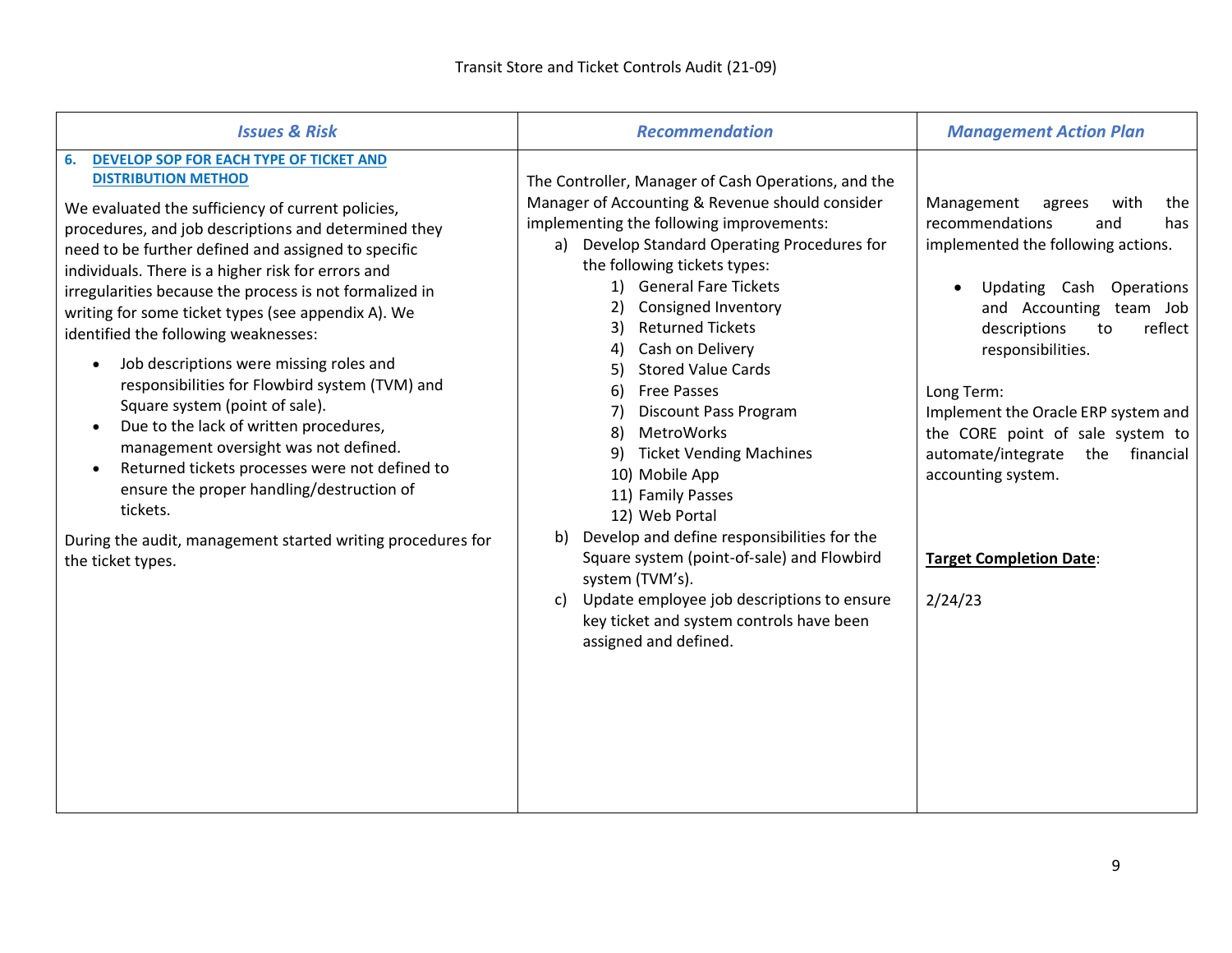| *Issues & Risk* | *Recommendation* | *Management Action Plan* |
|---|---|---|
| **6. DEVELOP SOP FOR EACH TYPE OF TICKET AND DISTRIBUTION METHOD**<br><br>We evaluated the sufficiency of current policies, procedures, and job descriptions and determined they need to be further defined and assigned to specific individuals. There is a higher risk for errors and irregularities because the process is not formalized in writing for some ticket types (see appendix A). We identified the following weaknesses:<br><br>• Job descriptions were missing roles and responsibilities for Flowbird system (TVM) and Square system (point of sale).<br>• Due to the lack of written procedures, management oversight was not defined.<br>• Returned tickets processes were not defined to ensure the proper handling/destruction of tickets.<br><br>During the audit, management started writing procedures for the ticket types. | The Controller, Manager of Cash Operations, and the Manager of Accounting & Revenue should consider implementing the following improvements:<br><br>a) Develop Standard Operating Procedures for the following tickets types:<br>1) General Fare Tickets<br>2) Consigned Inventory<br>3) Returned Tickets<br>4) Cash on Delivery<br>5) Stored Value Cards<br>6) Free Passes<br>7) Discount Pass Program<br>8) MetroWorks<br>9) Ticket Vending Machines<br>10) Mobile App<br>11) Family Passes<br>12) Web Portal<br><br>b) Develop and define responsibilities for the Square system (point-of-sale) and Flowbird system (TVM's).<br><br>c) Update employee job descriptions to ensure key ticket and system controls have been assigned and defined. | Management agrees with the recommendations and has implemented the following actions.<br><br>• Updating Cash Operations and Accounting team Job descriptions to reflect responsibilities.<br><br>Long Term:<br>Implement the Oracle ERP system and the CORE point of sale system to automate/integrate the financial accounting system.<br><br>**Target Completion Date**:<br><br>2/24/23 |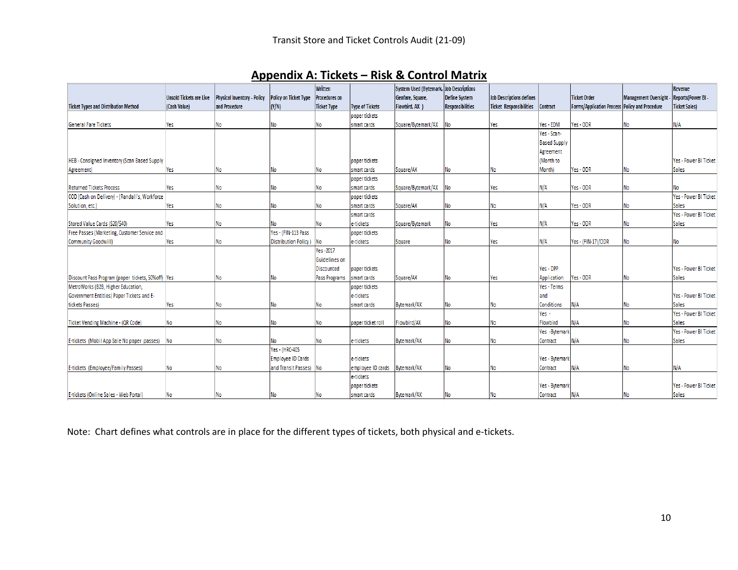## Appendix A: Tickets – Risk & Control Matrix

| Ticket Types and Distribution Method | Unsold Tickets are Live (Cash Value) | Physical Inventory - Policy and Procedure | Policy on Ticket Type (Y/N) | Written Procedures on Ticket Type | Type of Tickets | System Used (Bytemark, Genfare, Square, Flowbird, AX ) | Job Descriptions Define System Responsibilities | Job Descriptions defines Ticket Responsibilities | Contract | Ticket Order Forms/Application Process | Management Oversight - Policy and Procedure | Revenue Reports(Power BI - Ticket Sales) |
|---|---|---|---|---|---|---|---|---|---|---|---|---|
| General Fare Tickets | Yes | No | No | No | paper tickets smart cards | Square/Bytemark/AX | No | Yes | Yes - EDM | Yes - ODR | No | N/A |
| HEB - Consigned Inventory (Scan Based Supply Agreement) | Yes | No | No | No | paper tickets smart cards | Square/AX | No | No | Yes - Scan-Based Supply Agreement (Month to Month) | Yes - ODR | No | Yes - Power BI Ticket Sales |
| Returned Tickets Process | Yes | No | No | No | paper tickets smart cards | Square/Bytemark/AX | No | Yes | N/A | Yes - ODR | No | No |
| COD (Cash on Delivery) - (Randall's, Workforce Solution, etc.) | Yes | No | No | No | paper tickets smart cards | Square/AX | No | No | N/A | Yes - ODR | No | Yes - Power BI Ticket Sales |
| Stored Value Cards ($20/$40) | Yes | No | No | No | smart cards e-tickets | Square/Bytemark | No | Yes | N/A | Yes - ODR | No | Yes - Power BI Ticket Sales |
| Free Passes (Marketing, Customer Service and Community Goodwill) | Yes | No | Yes - (FIN-113 Pass Distribution Policy) | No | paper tickets e-tickets | Square | No | Yes | N/A | Yes - (FIN-17)/ODR | No | No |
| Discount Pass Program (paper tickets, 50%off) | Yes | No | No | Yes -2017 Guidelines on Discounted Pass Programs | paper tickets smart cards | Square/AX | No | Yes | Yes - DPP Application | Yes - ODR | No | Yes - Power BI Ticket Sales |
| MetroWorks (B2B, Higher Education, Government Entities) Paper Tickets and E-tickets Passes) | Yes | No | No | No | paper tickets e-tickets smart cards | Bytemark/AX | No | No | Yes - Terms and Conditions | N/A | No | Yes - Power BI Ticket Sales |
| Ticket Vending Machine - (QR Code) | No | No | No | No | paper ticket roll | Flowbird/AX | No | No | Yes - Flowbird | N/A | No | Yes - Power BI Ticket Sales |
| E-tickets (Mobil App Sale No paper passes) | No | No | No | No | e-tickets | Bytemark/AX | No | No | Yes -Bytemark Contract | N/A | No | Yes - Power BI Ticket Sales |
| E-tickets (Employee/Family Passes) | No | No | Yes - (HRC-405 Employee ID Cards and Transit Passes) | No | e-tickets employee ID cards | Bytemark/AX | No | No | Yes - Bytemark Contract | N/A | No | N/A |
| E-tickets (Online Sales - Web Portal) | No | No | No | No | e-tickets paper tickets smart cards | Bytemark/AX | No | No | Yes - Bytemark Contract | N/A | No | Yes - Power BI Ticket Sales |

Note: Chart defines what controls are in place for the different types of tickets, both physical and e-tickets.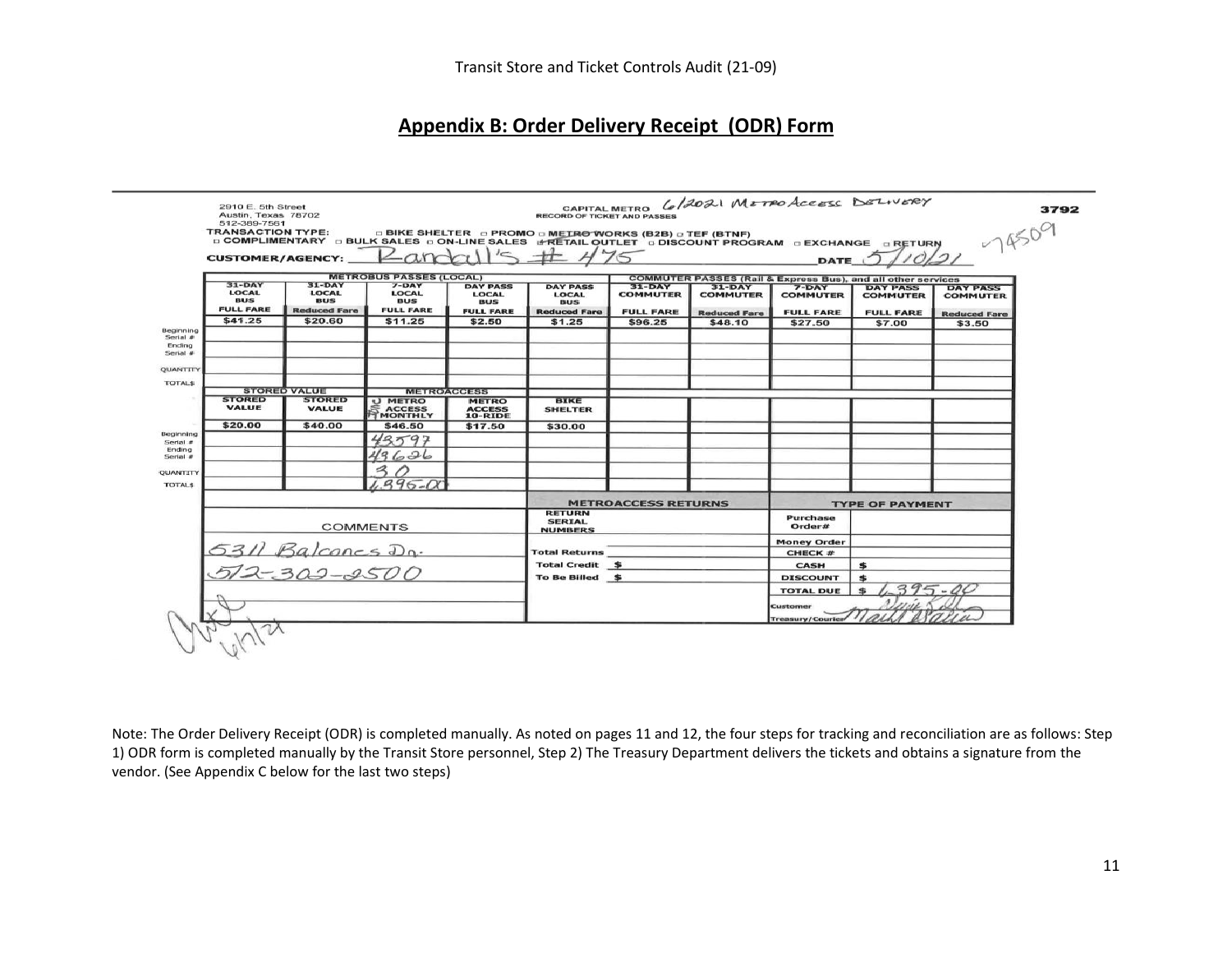## Appendix B: Order Delivery Receipt (ODR) Form

2910 E. 5th Street
Austin, Texas 78702
512-389-7561

CAPITAL METRO 6/2021 METRO ACCESS DELIVERY
RECORD OF TICKET AND PASSES

3792

TRANSACTION TYPE: □ BIKE SHELTER □ PROMO □ METRO WORKS (B2B) □ TEF (BTNF)
□ COMPLIMENTARY □ BULK SALES □ ON-LINE SALES ☑ RETAIL OUTLET □ DISCOUNT PROGRAM □ EXCHANGE □ RETURN

74509

CUSTOMER/AGENCY: Randall's # 475 DATE 5/10/21

| | METROBUS PASSES (LOCAL) | | | | | COMMUTER PASSES (Rail & Express Bus), and all other services | | | | |
|---|---|---|---|---|---|---|---|---|---|---|
| | 31-DAY LOCAL BUS | 31-DAY LOCAL BUS | 7-DAY LOCAL BUS | DAY PASS LOCAL BUS | DAY PASS LOCAL BUS | 31-DAY COMMUTER | 31-DAY COMMUTER | 7-DAY COMMUTER | DAY PASS COMMUTER | DAY PASS COMMUTER |
| | FULL FARE | Reduced Fare | FULL FARE | FULL FARE | Reduced Fare | FULL FARE | Reduced Fare | FULL FARE | FULL FARE | Reduced Fare |
| | $41.25 | $20.60 | $11.25 | $2.50 | $1.25 | $96.25 | $48.10 | $27.50 | $7.00 | $3.50 |
| Beginning Serial # | | | | | | | | | | |
| Ending Serial # | | | | | | | | | | |
| QUANTITY | | | | | | | | | | |
| TOTAL$ | | | | | | | | | | |

| | STORED VALUE | | METROACCESS | | | | | | | |
|---|---|---|---|---|---|---|---|---|---|---|
| | STORED VALUE | STORED VALUE | METRO ACCESS MONTHLY | METRO ACCESS 10-RIDE | BIKE SHELTER | | | | | |
| | $20.00 | $40.00 | $46.50 | $17.50 | $30.00 | | | | | |
| Beginning Serial # | | | 43597 | | | | | | | |
| Ending Serial # | | | 43626 | | | | | | | |
| QUANTITY | | | 30 | | | | | | | |
| TOTAL$ | | | 1395.00 | | | | | | | |

**COMMENTS**

5311 Balcones Dr.
512-302-2500

| METROACCESS RETURNS | |
|---|---|
| RETURN SERIAL NUMBERS | |
| Total Returns | |
| Total Credit | $ |
| To Be Billed | $ |

| TYPE OF PAYMENT | |
|---|---|
| Purchase Order# | |
| Money Order CHECK # | |
| CASH | $ |
| DISCOUNT | $ |
| TOTAL DUE | $ 1395.00 |
| Customer | [signature] |
| Treasury/Courier | [signature] |

[signature] 6/1/21

Note: The Order Delivery Receipt (ODR) is completed manually. As noted on pages 11 and 12, the four steps for tracking and reconciliation are as follows: Step 1) ODR form is completed manually by the Transit Store personnel, Step 2) The Treasury Department delivers the tickets and obtains a signature from the vendor. (See Appendix C below for the last two steps)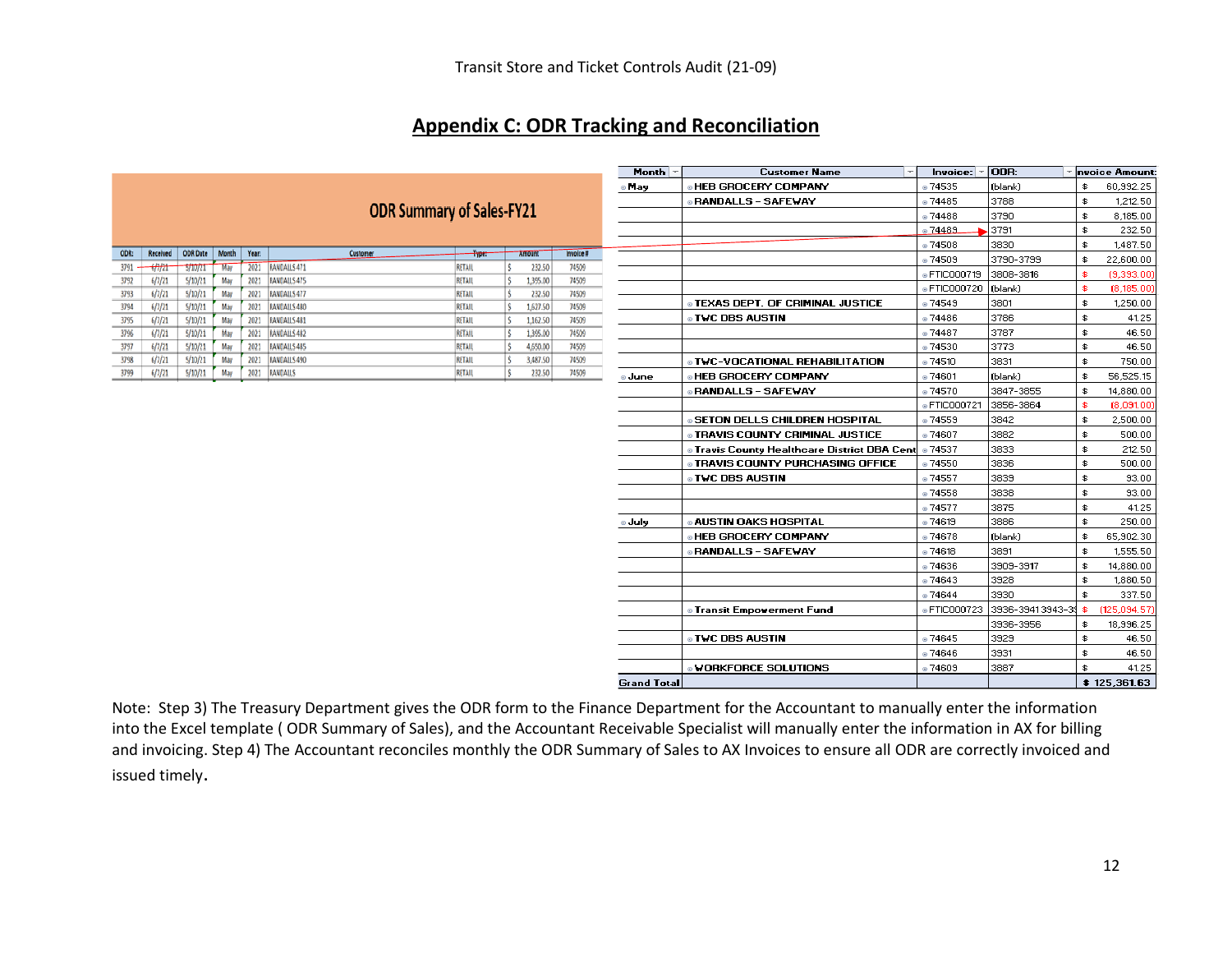## Appendix C: ODR Tracking and Reconciliation

**ODR Summary of Sales-FY21**

| ODR: | Received | ODR Date | Month | Year | Customer | Type: | Amount: | Invoice # |
|---|---|---|---|---|---|---|---|---|
| 3791 | 6/7/21 | 5/10/21 | May | 2021 | RANDALLS 471 | RETAIL | $ 232.50 | 74509 |
| 3792 | 6/7/21 | 5/10/21 | May | 2021 | RANDALLS 475 | RETAIL | $ 1,395.00 | 74509 |
| 3793 | 6/7/21 | 5/10/21 | May | 2021 | RANDALLS 477 | RETAIL | $ 232.50 | 74509 |
| 3794 | 6/7/21 | 5/10/21 | May | 2021 | RANDALLS 480 | RETAIL | $ 1,627.50 | 74509 |
| 3795 | 6/7/21 | 5/10/21 | May | 2021 | RANDALLS 481 | RETAIL | $ 1,162.50 | 74509 |
| 3796 | 6/7/21 | 5/10/21 | May | 2021 | RANDALLS 482 | RETAIL | $ 1,395.00 | 74509 |
| 3797 | 6/7/21 | 5/10/21 | May | 2021 | RANDALLS 485 | RETAIL | $ 4,650.00 | 74509 |
| 3798 | 6/7/21 | 5/10/21 | May | 2021 | RANDALLS 490 | RETAIL | $ 3,487.50 | 74509 |
| 3799 | 6/7/21 | 5/10/21 | May | 2021 | RANDALLS | RETAIL | $ 232.50 | 74509 |

| Month | Customer Name | Invoice: | ODR: | Invoice Amount: |
|---|---|---|---|---|
| May | HEB GROCERY COMPANY | 74535 | (blank) | $ 60,992.25 |
| | RANDALLS - SAFEWAY | 74485 | 3788 | $ 1,212.50 |
| | | 74488 | 3790 | $ 8,185.00 |
| | | 74489 | 3791 | $ 232.50 |
| | | 74508 | 3830 | $ 1,487.50 |
| | | 74509 | 3790-3799 | $ 22,600.00 |
| | | FTIC000719 | 3808-3816 | $ (9,393.00) |
| | | FTIC000720 | (blank) | $ (8,185.00) |
| | TEXAS DEPT. OF CRIMINAL JUSTICE | 74549 | 3801 | $ 1,250.00 |
| | TWC DBS AUSTIN | 74486 | 3786 | $ 41.25 |
| | | 74487 | 3787 | $ 46.50 |
| | | 74530 | 3773 | $ 46.50 |
| | TWC-VOCATIONAL REHABILITATION | 74510 | 3831 | $ 750.00 |
| June | HEB GROCERY COMPANY | 74601 | (blank) | $ 56,525.15 |
| | RANDALLS - SAFEWAY | 74570 | 3847-3855 | $ 14,880.00 |
| | | FTIC000721 | 3856-3864 | $ (8,091.00) |
| | SETON DELLS CHILDREN HOSPITAL | 74559 | 3842 | $ 2,500.00 |
| | TRAVIS COUNTY CRIMINAL JUSTICE | 74607 | 3882 | $ 500.00 |
| | Travis County Healthcare District DBA Cent | 74537 | 3833 | $ 212.50 |
| | TRAVIS COUNTY PURCHASING OFFICE | 74550 | 3836 | $ 500.00 |
| | TWC DBS AUSTIN | 74557 | 3839 | $ 93.00 |
| | | 74558 | 3838 | $ 93.00 |
| | | 74577 | 3875 | $ 41.25 |
| July | AUSTIN OAKS HOSPITAL | 74619 | 3886 | $ 250.00 |
| | HEB GROCERY COMPANY | 74678 | (blank) | $ 65,302.30 |
| | RANDALLS - SAFEWAY | 74618 | 3891 | $ 1,555.50 |
| | | 74636 | 3909-3917 | $ 14,880.00 |
| | | 74643 | 3928 | $ 1,880.50 |
| | | 74644 | 3930 | $ 337.50 |
| | Transit Empowerment Fund | FTIC000723 | 3936-3941 3943-3 | $ (125,094.57) |
| | | | 3936-3956 | $ 18,996.25 |
| | TWC DBS AUSTIN | 74645 | 3929 | $ 46.50 |
| | | 74646 | 3931 | $ 46.50 |
| | WORKFORCE SOLUTIONS | 74609 | 3887 | $ 41.25 |
| Grand Total | | | | $ 125,361.63 |

Note: Step 3) The Treasury Department gives the ODR form to the Finance Department for the Accountant to manually enter the information into the Excel template ( ODR Summary of Sales), and the Accountant Receivable Specialist will manually enter the information in AX for billing and invoicing. Step 4) The Accountant reconciles monthly the ODR Summary of Sales to AX Invoices to ensure all ODR are correctly invoiced and issued timely.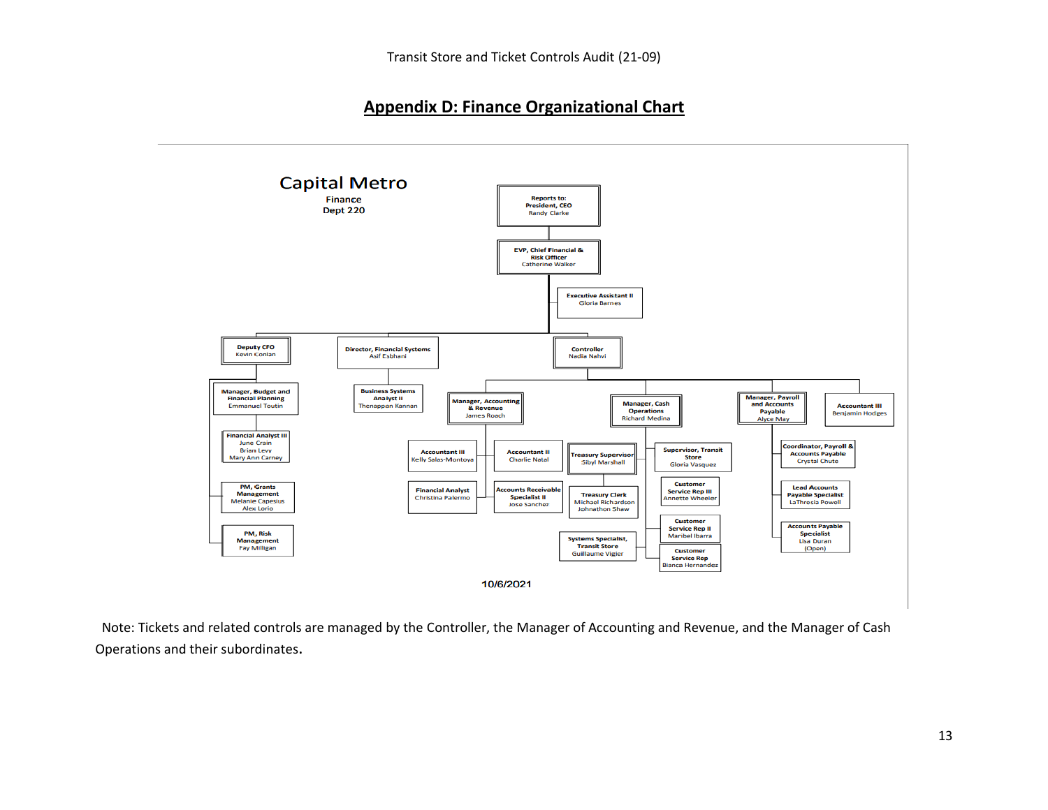## Appendix D: Finance Organizational Chart

Capital Metro
Finance
Dept 220

Reports to:
President, CEO
Randy Clarke

EVP, Chief Financial & Risk Officer
Catherine Walker

Executive Assistant II
Gloria Barnes

Deputy CFO
Kevin Conlan

Director, Financial Systems
Asif Esbhani

Controller
Nadia Nahvi

Manager, Budget and Financial Planning
Emmanuel Toutin

Financial Analyst III
June Crain
Brian Levy
Mary Ann Carney

PM, Grants Management
Melanie Capesius
Alex Lorio

PM, Risk Management
Fay Milligan

Business Systems Analyst II
Thenappan Kannan

Manager, Accounting & Revenue
James Roach

Accountant III
Kelly Salas-Montoya

Accountant II
Charlie Natal

Financial Analyst
Christina Palermo

Accounts Receivable Specialist II
Jose Sanchez

Manager, Cash Operations
Richard Medina

Treasury Supervisor
Sibyl Marshall

Treasury Clerk
Michael Richardson
Johnathon Shaw

Systems Specialist, Transit Store
Guillaume Vigier

Supervisor, Transit Store
Gloria Vasquez

Customer Service Rep III
Annette Wheeler

Customer Service Rep II
Maribel Ibarra

Customer Service Rep
Bianca Hernandez

Manager, Payroll and Accounts Payable
Alyce May

Coordinator, Payroll & Accounts Payable
Crystal Chute

Lead Accounts Payable Specialist
LaThresia Powell

Accounts Payable Specialist
Lisa Duran
(Open)

Accountant III
Benjamin Hodges

10/6/2021

Note: Tickets and related controls are managed by the Controller, the Manager of Accounting and Revenue, and the Manager of Cash Operations and their subordinates.